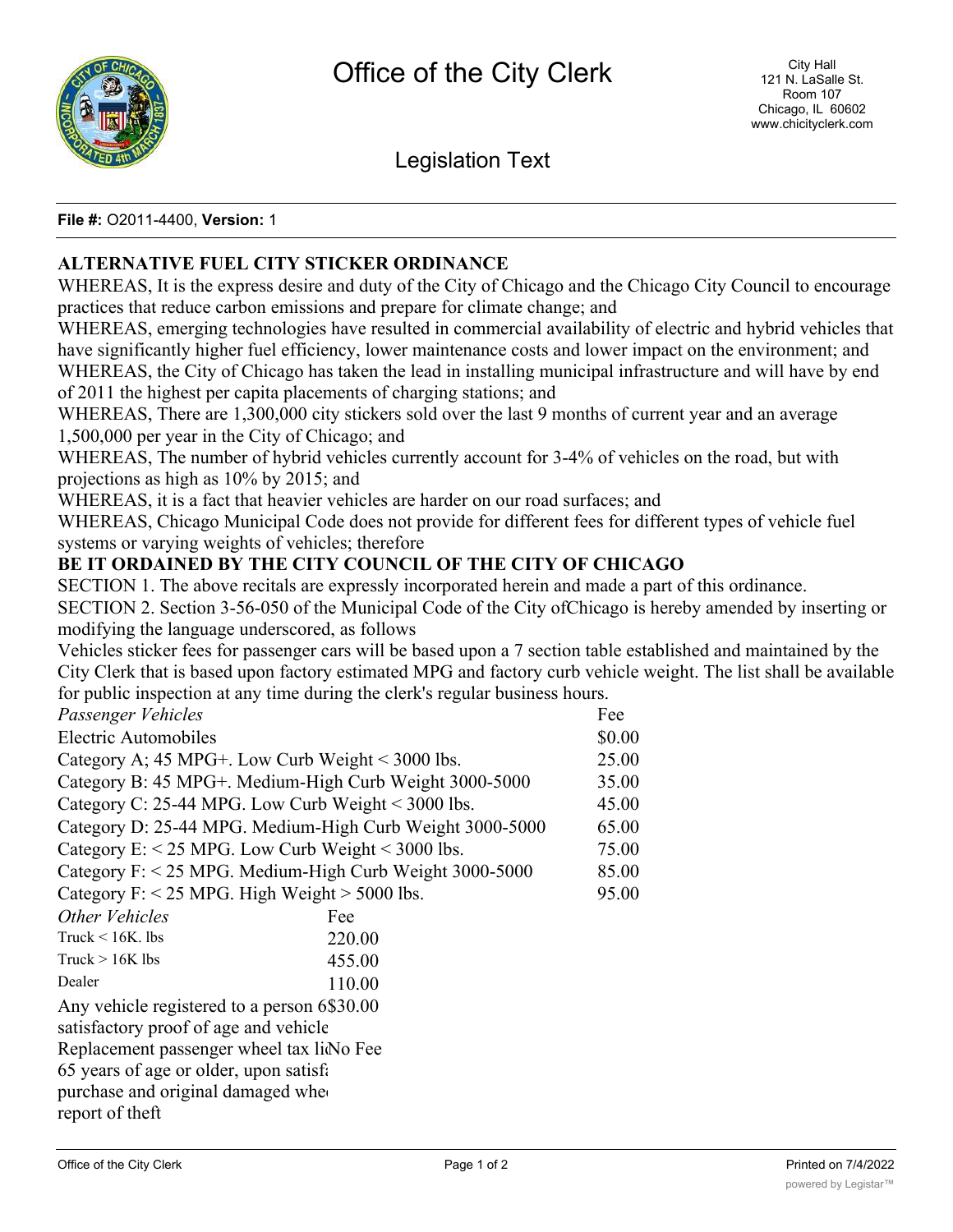# Office of the City Clerk

City Hall
121 N. LaSalle St.
Room 107
Chicago, IL 60602
www.chicityclerk.com

## Legislation Text

**File #:** O2011-4400, **Version:** 1

**ALTERNATIVE FUEL CITY STICKER ORDINANCE**

WHEREAS, It is the express desire and duty of the City of Chicago and the Chicago City Council to encourage practices that reduce carbon emissions and prepare for climate change; and

WHEREAS, emerging technologies have resulted in commercial availability of electric and hybrid vehicles that have significantly higher fuel efficiency, lower maintenance costs and lower impact on the environment; and

WHEREAS, the City of Chicago has taken the lead in installing municipal infrastructure and will have by end of 2011 the highest per capita placements of charging stations; and

WHEREAS, There are 1,300,000 city stickers sold over the last 9 months of current year and an average 1,500,000 per year in the City of Chicago; and

WHEREAS, The number of hybrid vehicles currently account for 3-4% of vehicles on the road, but with projections as high as 10% by 2015; and

WHEREAS, it is a fact that heavier vehicles are harder on our road surfaces; and

WHEREAS, Chicago Municipal Code does not provide for different fees for different types of vehicle fuel systems or varying weights of vehicles; therefore

**BE IT ORDAINED BY THE CITY COUNCIL OF THE CITY OF CHICAGO**

SECTION 1. The above recitals are expressly incorporated herein and made a part of this ordinance.

SECTION 2. Section 3-56-050 of the Municipal Code of the City ofChicago is hereby amended by inserting or modifying the language underscored, as follows

Vehicles sticker fees for passenger cars will be based upon a 7 section table established and maintained by the City Clerk that is based upon factory estimated MPG and factory curb vehicle weight. The list shall be available for public inspection at any time during the clerk's regular business hours.

| *Passenger Vehicles* | Fee |
|---|---|
| Electric Automobiles | $0.00 |
| Category A; 45 MPG+. Low Curb Weight < 3000 lbs. | 25.00 |
| Category B: 45 MPG+. Medium-High Curb Weight 3000-5000 | 35.00 |
| Category C: 25-44 MPG. Low Curb Weight < 3000 lbs. | 45.00 |
| Category D: 25-44 MPG. Medium-High Curb Weight 3000-5000 | 65.00 |
| Category E: < 25 MPG. Low Curb Weight < 3000 lbs. | 75.00 |
| Category F: < 25 MPG. Medium-High Curb Weight 3000-5000 | 85.00 |
| Category F: < 25 MPG. High Weight > 5000 lbs. | 95.00 |

| *Other Vehicles* | Fee |
|---|---|
| Truck < 16K. lbs | 220.00 |
| Truck > 16K lbs | 455.00 |
| Dealer | 110.00 |
| Any vehicle registered to a person 6 satisfactory proof of age and vehicle | $30.00 |
| Replacement passenger wheel tax li 65 years of age or older, upon satisfa purchase and original damaged whe report of theft | No Fee |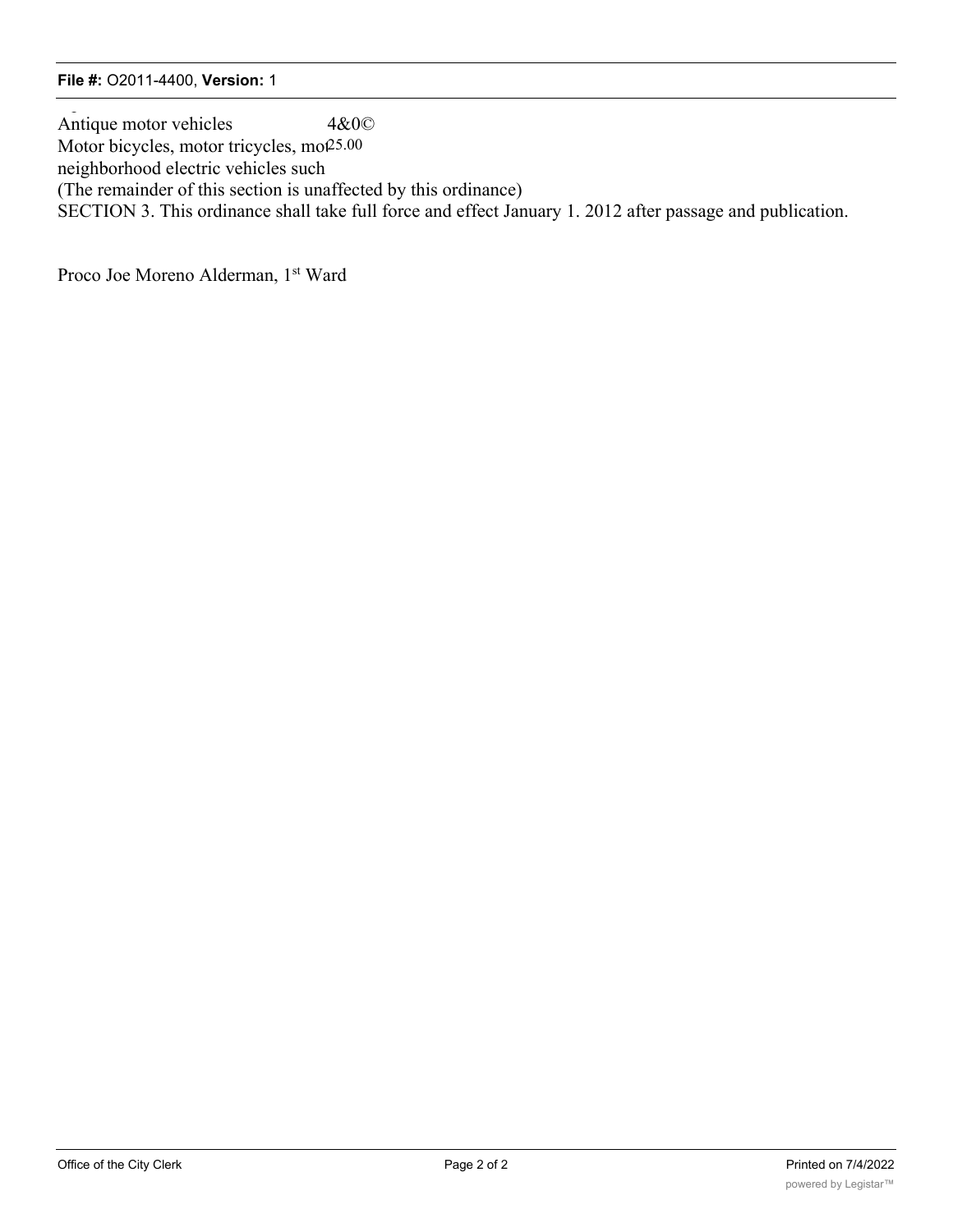Antique motor vehicles 4&0©

Motor bicycles, motor tricycles, mo 25.00

neighborhood electric vehicles such

(The remainder of this section is unaffected by this ordinance)

SECTION 3. This ordinance shall take full force and effect January 1. 2012 after passage and publication.

Proco Joe Moreno Alderman, 1st Ward